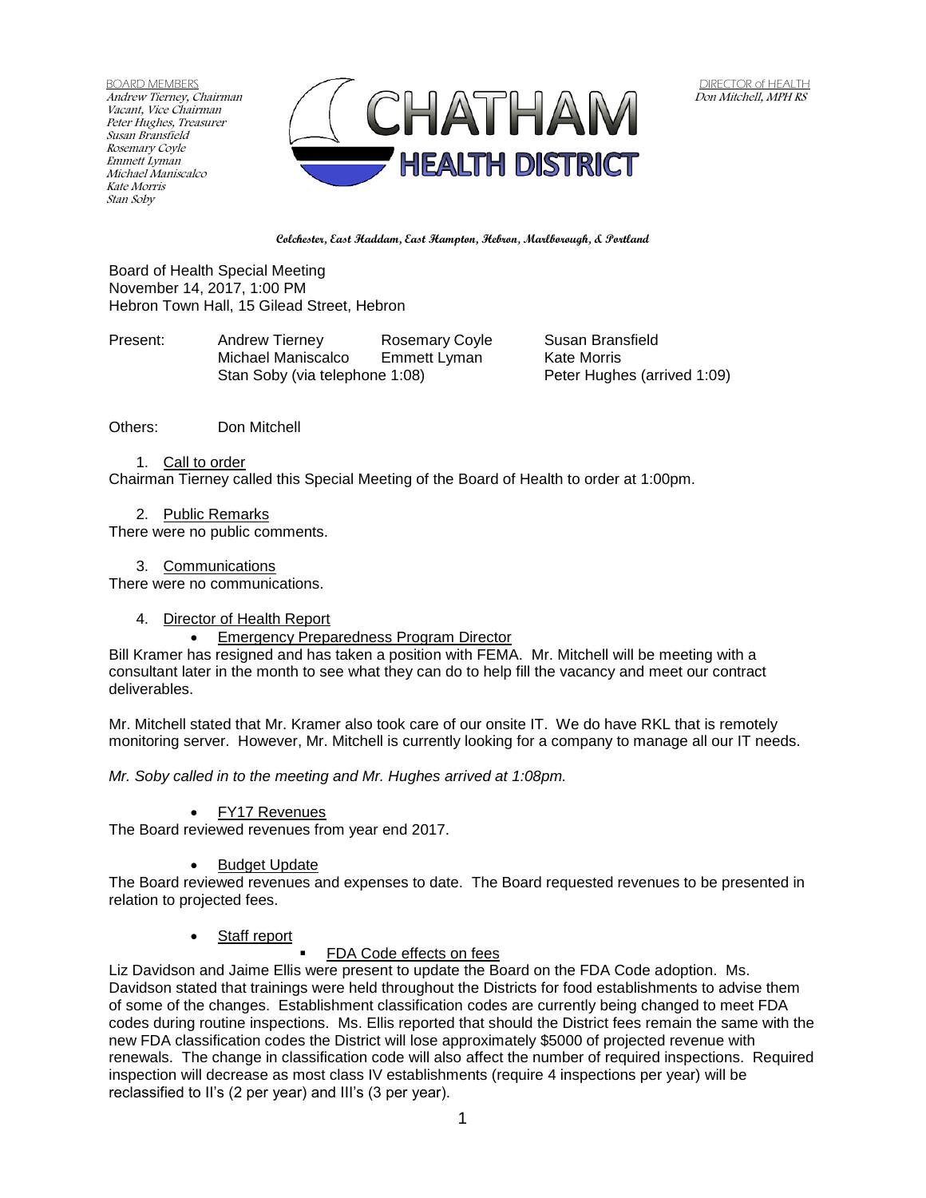BOARD MEMBERS
Andrew Tierney, Chairman
Vacant, Vice Chairman
Peter Hughes, Treasurer
Susan Bransfield
Rosemary Coyle
Emmett Lyman
Michael Maniscalco
Kate Morris
Stan Soby

CHATHAM HEALTH DISTRICT

DIRECTOR of HEALTH
Don Mitchell, MPH RS

**Colchester, East Haddam, East Hampton, Hebron, Marlborough, & Portland**

Board of Health Special Meeting
November 14, 2017, 1:00 PM
Hebron Town Hall, 15 Gilead Street, Hebron

| Present: | Andrew Tierney | Rosemary Coyle | Susan Bransfield |
|---|---|---|---|
| | Michael Maniscalco | Emmett Lyman | Kate Morris |
| | Stan Soby (via telephone 1:08) | | Peter Hughes (arrived 1:09) |

Others: Don Mitchell

1. Call to order

Chairman Tierney called this Special Meeting of the Board of Health to order at 1:00pm.

2. Public Remarks

There were no public comments.

3. Communications

There were no communications.

4. Director of Health Report
   - Emergency Preparedness Program Director

Bill Kramer has resigned and has taken a position with FEMA. Mr. Mitchell will be meeting with a consultant later in the month to see what they can do to help fill the vacancy and meet our contract deliverables.

Mr. Mitchell stated that Mr. Kramer also took care of our onsite IT. We do have RKL that is remotely monitoring server. However, Mr. Mitchell is currently looking for a company to manage all our IT needs.

*Mr. Soby called in to the meeting and Mr. Hughes arrived at 1:08pm.*

   - FY17 Revenues

The Board reviewed revenues from year end 2017.

   - Budget Update

The Board reviewed revenues and expenses to date. The Board requested revenues to be presented in relation to projected fees.

   - Staff report
     - FDA Code effects on fees

Liz Davidson and Jaime Ellis were present to update the Board on the FDA Code adoption. Ms. Davidson stated that trainings were held throughout the Districts for food establishments to advise them of some of the changes. Establishment classification codes are currently being changed to meet FDA codes during routine inspections. Ms. Ellis reported that should the District fees remain the same with the new FDA classification codes the District will lose approximately $5000 of projected revenue with renewals. The change in classification code will also affect the number of required inspections. Required inspection will decrease as most class IV establishments (require 4 inspections per year) will be reclassified to II's (2 per year) and III's (3 per year).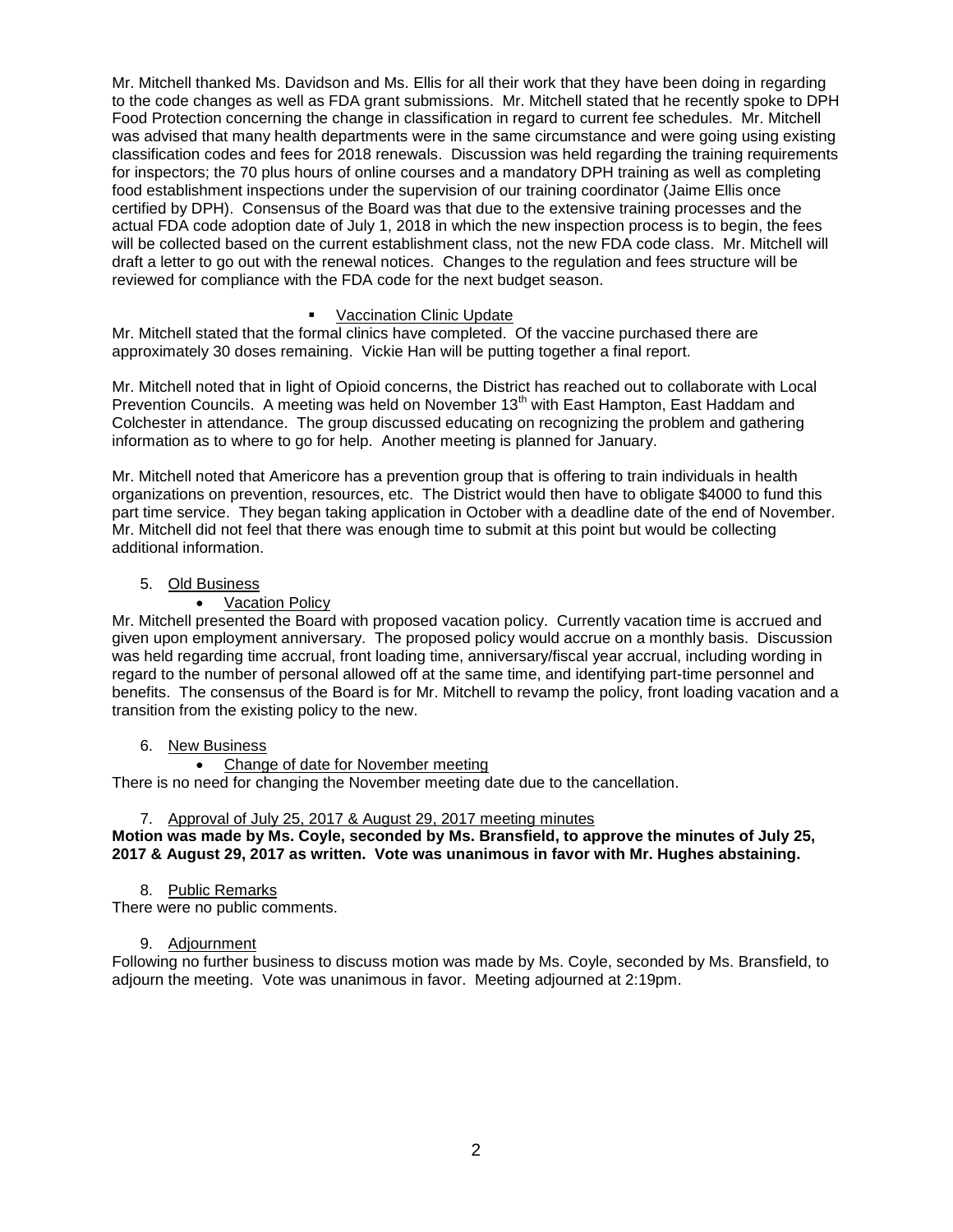Mr. Mitchell thanked Ms. Davidson and Ms. Ellis for all their work that they have been doing in regarding to the code changes as well as FDA grant submissions. Mr. Mitchell stated that he recently spoke to DPH Food Protection concerning the change in classification in regard to current fee schedules. Mr. Mitchell was advised that many health departments were in the same circumstance and were going using existing classification codes and fees for 2018 renewals. Discussion was held regarding the training requirements for inspectors; the 70 plus hours of online courses and a mandatory DPH training as well as completing food establishment inspections under the supervision of our training coordinator (Jaime Ellis once certified by DPH). Consensus of the Board was that due to the extensive training processes and the actual FDA code adoption date of July 1, 2018 in which the new inspection process is to begin, the fees will be collected based on the current establishment class, not the new FDA code class. Mr. Mitchell will draft a letter to go out with the renewal notices. Changes to the regulation and fees structure will be reviewed for compliance with the FDA code for the next budget season.

- Vaccination Clinic Update

Mr. Mitchell stated that the formal clinics have completed. Of the vaccine purchased there are approximately 30 doses remaining. Vickie Han will be putting together a final report.

Mr. Mitchell noted that in light of Opioid concerns, the District has reached out to collaborate with Local Prevention Councils. A meeting was held on November 13th with East Hampton, East Haddam and Colchester in attendance. The group discussed educating on recognizing the problem and gathering information as to where to go for help. Another meeting is planned for January.

Mr. Mitchell noted that Americore has a prevention group that is offering to train individuals in health organizations on prevention, resources, etc. The District would then have to obligate $4000 to fund this part time service. They began taking application in October with a deadline date of the end of November. Mr. Mitchell did not feel that there was enough time to submit at this point but would be collecting additional information.

5. Old Business
   - Vacation Policy

Mr. Mitchell presented the Board with proposed vacation policy. Currently vacation time is accrued and given upon employment anniversary. The proposed policy would accrue on a monthly basis. Discussion was held regarding time accrual, front loading time, anniversary/fiscal year accrual, including wording in regard to the number of personal allowed off at the same time, and identifying part-time personnel and benefits. The consensus of the Board is for Mr. Mitchell to revamp the policy, front loading vacation and a transition from the existing policy to the new.

6. New Business
   - Change of date for November meeting

There is no need for changing the November meeting date due to the cancellation.

7. Approval of July 25, 2017 & August 29, 2017 meeting minutes

**Motion was made by Ms. Coyle, seconded by Ms. Bransfield, to approve the minutes of July 25, 2017 & August 29, 2017 as written. Vote was unanimous in favor with Mr. Hughes abstaining.**

8. Public Remarks

There were no public comments.

9. Adjournment

Following no further business to discuss motion was made by Ms. Coyle, seconded by Ms. Bransfield, to adjourn the meeting. Vote was unanimous in favor. Meeting adjourned at 2:19pm.